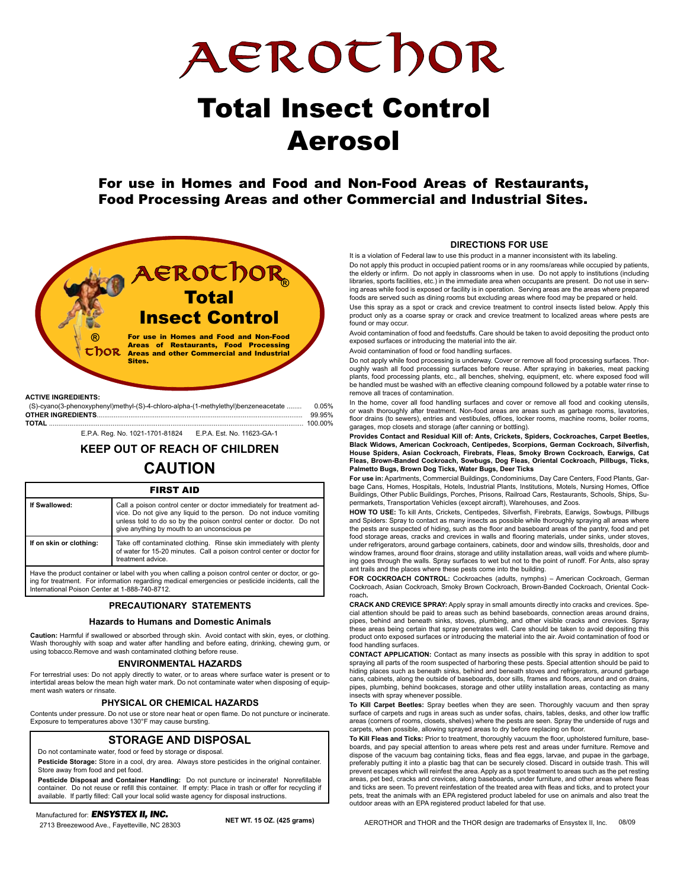# AEROTHOR

# Total Insect Control Aerosol

## For use in Homes and Food and Non-Food Areas of Restaurants, Food Processing Areas and other Commercial and Industrial Sites.

**AEROTHOR®**

**Total Insect Control**

**For use in Homes and Food and Non-Food Areas of Restaurants, Food Processing Areas and other Commercial and Industrial Sites.**

® THOR

**ACTIVE INGREDIENTS:**

| | |
|---|---|
| (S)-cyano(3-phenoxyphenyl)methyl-(S)-4-chloro-alpha-(1-methylethyl)benzeneacetate | 0.05% |
| **OTHER INGREDIENTS** | 99.95% |
| **TOTAL** | 100.00% |

E.P.A. Reg. No. 1021-1701-81824     E.P.A. Est. No. 11623-GA-1

## KEEP OUT OF REACH OF CHILDREN

## CAUTION

| FIRST AID | |
|---|---|
| **If Swallowed:** | Call a poison control center or doctor immediately for treatment advice. Do not give any liquid to the person. Do not induce vomiting unless told to do so by the poison control center or doctor. Do not give anything by mouth to an unconscious pe |
| **If on skin or clothing:** | Take off contaminated clothing. Rinse skin immediately with plenty of water for 15-20 minutes. Call a poison control center or doctor for treatment advice. |
| Have the product container or label with you when calling a poison control center or doctor, or going for treatment. For information regarding medical emergencies or pesticide incidents, call the International Poison Center at 1-888-740-8712. | |

### PRECAUTIONARY STATEMENTS

#### Hazards to Humans and Domestic Animals

**Caution:** Harmful if swallowed or absorbed through skin. Avoid contact with skin, eyes, or clothing. Wash thoroughly with soap and water after handling and before eating, drinking, chewing gum, or using tobacco.Remove and wash contaminated clothing before reuse.

#### ENVIRONMENTAL HAZARDS

For terrestrial uses: Do not apply directly to water, or to areas where surface water is present or to intertidal areas below the mean high water mark. Do not contaminate water when disposing of equipment wash waters or rinsate.

#### PHYSICAL OR CHEMICAL HAZARDS

Contents under pressure. Do not use or store near heat or open flame. Do not puncture or incinerate. Exposure to temperatures above 130°F may cause bursting.

### STORAGE AND DISPOSAL

Do not contaminate water, food or feed by storage or disposal.

**Pesticide Storage:** Store in a cool, dry area. Always store pesticides in the original container. Store away from food and pet food.

**Pesticide Disposal and Container Handling:** Do not puncture or incinerate! Nonrefillable container. Do not reuse or refill this container. If empty: Place in trash or offer for recycling if available. If partly filled: Call your local solid waste agency for disposal instructions.

Manufactured for: ***ENSYSTEX II, INC.***
2713 Breezewood Ave., Fayetteville, NC 28303

**NET WT. 15 OZ. (425 grams)**

### DIRECTIONS FOR USE

It is a violation of Federal law to use this product in a manner inconsistent with its labeling.

Do not apply this product in occupied patient rooms or in any rooms/areas while occupied by patients, the elderly or infirm. Do not apply in classrooms when in use. Do not apply to institutions (including libraries, sports facilities, etc.) in the immediate area when occupants are present. Do not use in serving areas while food is exposed or facility is in operation. Serving areas are the areas where prepared foods are served such as dining rooms but excluding areas where food may be prepared or held.

Use this spray as a spot or crack and crevice treatment to control insects listed below. Apply this product only as a coarse spray or crack and crevice treatment to localized areas where pests are found or may occur.

Avoid contamination of food and feedstuffs. Care should be taken to avoid depositing the product onto exposed surfaces or introducing the material into the air.

Avoid contamination of food or food handling surfaces.

Do not apply while food processing is underway. Cover or remove all food processing surfaces. Thoroughly wash all food processing surfaces before reuse. After spraying in bakeries, meat packing plants, food processing plants, etc., all benches, shelving, equipment, etc. where exposed food will be handled must be washed with an effective cleaning compound followed by a potable water rinse to remove all traces of contamination.

In the home, cover all food handling surfaces and cover or remove all food and cooking utensils, or wash thoroughly after treatment. Non-food areas are areas such as garbage rooms, lavatories, floor drains (to sewers), entries and vestibules, offices, locker rooms, machine rooms, boiler rooms, garages, mop closets and storage (after canning or bottling).

**Provides Contact and Residual Kill of: Ants, Crickets, Spiders, Cockroaches, Carpet Beetles, Black Widows, American Cockroach, Centipedes, Scorpions, German Cockroach, Silverfish, House Spiders, Asian Cockroach, Firebrats, Fleas, Smoky Brown Cockroach, Earwigs, Cat Fleas, Brown-Banded Cockroach, Sowbugs, Dog Fleas, Oriental Cockroach, Pillbugs, Ticks, Palmetto Bugs, Brown Dog Ticks, Water Bugs, Deer Ticks**

**For use in:** Apartments, Commercial Buildings, Condominiums, Day Care Centers, Food Plants, Garbage Cans, Homes, Hospitals, Hotels, Industrial Plants, Institutions, Motels, Nursing Homes, Office Buildings, Other Public Buildings, Porches, Prisons, Railroad Cars, Restaurants, Schools, Ships, Supermarkets, Transportation Vehicles (except aircraft), Warehouses, and Zoos.

**HOW TO USE:** To kill Ants, Crickets, Centipedes, Silverfish, Firebrats, Earwigs, Sowbugs, Pillbugs and Spiders: Spray to contact as many insects as possible while thoroughly spraying all areas where the pests are suspected of hiding, such as the floor and baseboard areas of the pantry, food and pet food storage areas, cracks and crevices in walls and flooring materials, under sinks, under stoves, under refrigerators, around garbage containers, cabinets, door and window sills, thresholds, door and window frames, around floor drains, storage and utility installation areas, wall voids and where plumbing goes through the walls. Spray surfaces to wet but not to the point of runoff. For Ants, also spray ant trails and the places where these pests come into the building.

**FOR COCKROACH CONTROL:** Cockroaches (adults, nymphs) – American Cockroach, German Cockroach, Asian Cockroach, Smoky Brown Cockroach, Brown-Banded Cockroach, Oriental Cockroach**.**

**CRACK AND CREVICE SPRAY:** Apply spray in small amounts directly into cracks and crevices. Special attention should be paid to areas such as behind baseboards, connection areas around drains, pipes, behind and beneath sinks, stoves, plumbing, and other visible cracks and crevices. Spray these areas being certain that spray penetrates well. Care should be taken to avoid depositing this product onto exposed surfaces or introducing the material into the air. Avoid contamination of food or food handling surfaces.

**CONTACT APPLICATION:** Contact as many insects as possible with this spray in addition to spot spraying all parts of the room suspected of harboring these pests. Special attention should be paid to hiding places such as beneath sinks, behind and beneath stoves and refrigerators, around garbage cans, cabinets, along the outside of baseboards, door sills, frames and floors, around and on drains, pipes, plumbing, behind bookcases, storage and other utility installation areas, contacting as many insects with spray whenever possible.

**To Kill Carpet Beetles:** Spray beetles when they are seen. Thoroughly vacuum and then spray surface of carpets and rugs in areas such as under sofas, chairs, tables, desks, and other low traffic areas (corners of rooms, closets, shelves) where the pests are seen. Spray the underside of rugs and carpets, when possible, allowing sprayed areas to dry before replacing on floor.

**To Kill Fleas and Ticks:** Prior to treatment, thoroughly vacuum the floor, upholstered furniture, baseboards, and pay special attention to areas where pets rest and areas under furniture. Remove and dispose of the vacuum bag containing ticks, fleas and flea eggs, larvae, and pupae in the garbage, preferably putting it into a plastic bag that can be securely closed. Discard in outside trash. This will prevent escapes which will reinfest the area. Apply as a spot treatment to areas such as the pet resting areas, pet bed, cracks and crevices, along baseboards, under furniture, and other areas where fleas and ticks are seen. To prevent reinfestation of the treated area with fleas and ticks, and to protect your pets, treat the animals with an EPA registered product labeled for use on animals and also treat the outdoor areas with an EPA registered product labeled for that use.

AEROTHOR and THOR and the THOR design are trademarks of Ensystex II, Inc.     08/09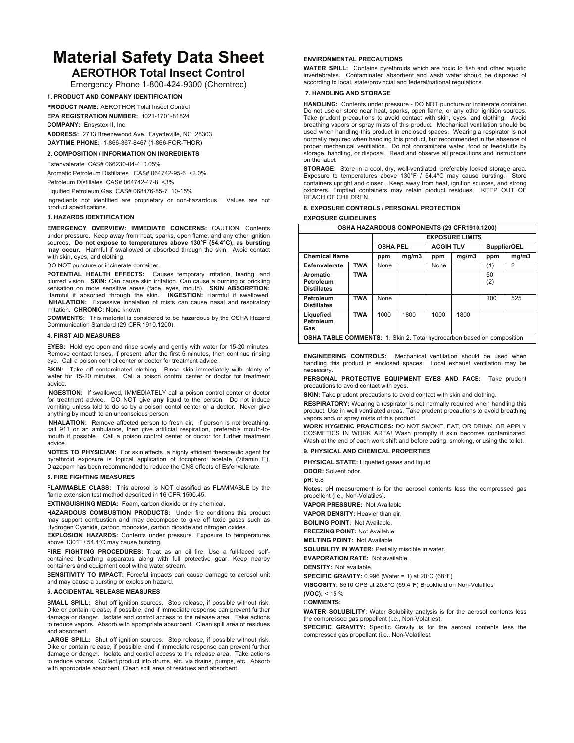# Material Safety Data Sheet

## AEROTHOR Total Insect Control

Emergency Phone 1-800-424-9300 (Chemtrec)

### 1. PRODUCT AND COMPANY IDENTIFICATION

**PRODUCT NAME:** AEROTHOR Total Insect Control

**EPA REGISTRATION NUMBER:** 1021-1701-81824

**COMPANY:** Ensystex II, Inc.

**ADDRESS:** 2713 Breezewood Ave., Fayetteville, NC 28303

**DAYTIME PHONE:** 1-866-367-8467 (1-866-FOR-THOR)

### 2. COMPOSITION / INFORMATION ON INGREDIENTS

Esfenvalerate CAS# 066230-04-4 0.05%

Aromatic Petroleum Distillates CAS# 064742-95-6 <2.0%

Petroleum Distillates CAS# 064742-47-8 <3%

Liquified Petroleum Gas CAS# 068476-85-7 10-15%

Ingredients not identified are proprietary or non-hazardous. Values are not product specifications.

### 3. HAZARDS IDENTIFICATION

**EMERGENCY OVERVIEW: IMMEDIATE CONCERNS:** CAUTION. Contents under pressure. Keep away from heat, sparks, open flame, and any other ignition sources. **Do not expose to temperatures above 130°F (54.4°C), as bursting may occur.** Harmful if swallowed or absorbed through the skin. Avoid contact with skin, eyes, and clothing.

DO NOT puncture or incinerate container.

**POTENTIAL HEALTH EFFECTS:** Causes temporary irritation, tearing, and blurred vision. **SKIN:** Can cause skin irritation. Can cause a burning or prickling sensation on more sensitive areas (face, eyes, mouth). **SKIN ABSORPTION:** Harmful if absorbed through the skin. **INGESTION:** Harmful if swallowed. **INHALATION:** Excessive inhalation of mists can cause nasal and respiratory irritation. **CHRONIC:** None known.

**COMMENTS:** This material is considered to be hazardous by the OSHA Hazard Communication Standard (29 CFR 1910.1200).

### 4. FIRST AID MEASURES

**EYES:** Hold eye open and rinse slowly and gently with water for 15-20 minutes. Remove contact lenses, if present, after the first 5 minutes, then continue rinsing eye. Call a poison control center or doctor for treatment advice.

**SKIN:** Take off contaminated clothing. Rinse skin immediately with plenty of water for 15-20 minutes. Call a poison control center or doctor for treatment advice.

**INGESTION:** If swallowed, IMMEDIATELY call a poison control center or doctor for treatment advice. DO NOT give **any** liquid to the person. Do not induce vomiting unless told to do so by a poison contol center or a doctor. Never give anything by mouth to an unconscious person.

**INHALATION:** Remove affected person to fresh air. If person is not breathing, call 911 or an ambulance, then give artificial respiration, preferably mouth-to-mouth if possible. Call a poison control center or doctor for further treatment advice.

**NOTES TO PHYSICIAN:** For skin effects, a highly efficient therapeutic agent for pyrethroid exposure is topical application of tocopherol acetate (Vitamin E). Diazepam has been recommended to reduce the CNS effects of Esfenvalerate.

### 5. FIRE FIGHTING MEASURES

**FLAMMABLE CLASS:** This aerosol is NOT classified as FLAMMABLE by the flame extension test method described in 16 CFR 1500.45.

**EXTINGUISHING MEDIA:** Foam, carbon dioxide or dry chemical.

**HAZARDOUS COMBUSTION PRODUCTS:** Under fire conditions this product may support combustion and may decompose to give off toxic gases such as Hydrogen Cyanide, carbon monoxide, carbon dioxide and nitrogen oxides.

**EXPLOSION HAZARDS:** Contents under pressure. Exposure to temperatures above 130°F / 54.4°C may cause bursting.

**FIRE FIGHTING PROCEDURES:** Treat as an oil fire. Use a full-faced self-contained breathing apparatus along with full protective gear. Keep nearby containers and equipment cool with a water stream.

**SENSITIVITY TO IMPACT:** Forceful impacts can cause damage to aerosol unit and may cause a bursting or explosion hazard.

### 6. ACCIDENTAL RELEASE MEASURES

**SMALL SPILL:** Shut off ignition sources. Stop release, if possible without risk. Dike or contain release, if possible, and if immediate response can prevent further damage or danger. Isolate and control access to the release area. Take actions to reduce vapors. Absorb with appropriate absorbent. Clean spill area of residues and absorbent.

**LARGE SPILL:** Shut off ignition sources. Stop release, if possible without risk. Dike or contain release, if possible, and if immediate response can prevent further damage or danger. Isolate and control access to the release area. Take actions to reduce vapors. Collect product into drums, etc. via drains, pumps, etc. Absorb with appropriate absorbent. Clean spill area of residues and absorbent.

**ENVIRONMENTAL PRECAUTIONS**

**WATER SPILL:** Contains pyrethroids which are toxic to fish and other aquatic invertebrates. Contaminated absorbent and wash water should be disposed of according to local, state/provincial and federal/national regulations.

### 7. HANDLING AND STORAGE

**HANDLING:** Contents under pressure - DO NOT puncture or incinerate container. Do not use or store near heat, sparks, open flame, or any other ignition sources. Take prudent precautions to avoid contact with skin, eyes, and clothing. Avoid breathing vapors or spray mists of this product. Mechanical ventilation should be used when handling this product in enclosed spaces. Wearing a respirator is not normally required when handling this product, but recommended in the absence of proper mechanical ventilation. Do not contaminate water, food or feedstuffs by storage, handling, or disposal. Read and observe all precautions and instructions on the label.

**STORAGE:** Store in a cool, dry, well-ventilated, preferably locked storage area. Exposure to temperatures above 130°F / 54.4°C may cause bursting. Store containers upright and closed. Keep away from heat, ignition sources, and strong oxidizers. Emptied containers may retain product residues. KEEP OUT OF REACH OF CHILDREN.

### 8. EXPOSURE CONTROLS / PERSONAL PROTECTION

**EXPOSURE GUIDELINES**

| OSHA HAZARDOUS COMPONENTS (29 CFR1910.1200) | | | | | | | |
|---|---|---|---|---|---|---|---|
| | | EXPOSURE LIMITS | | | | | |
| | | OSHA PEL | | ACGIH TLV | | SupplierOEL | |
| **Chemical Name** | | ppm | mg/m3 | ppm | mg/m3 | ppm | mg/m3 |
| **Esfenvalerate** | **TWA** | None | | None | | (1) | 2 |
| **Aromatic Petroleum Distillates** | **TWA** | | | | | 50 (2) | |
| **Petroleum Distillates** | **TWA** | None | | | | 100 | 525 |
| **Liquefied Petroleum Gas** | **TWA** | 1000 | 1800 | 1000 | 1800 | | |
| **OSHA TABLE COMMENTS:** 1. Skin 2. Total hydrocarbon based on composition | | | | | | | |

**ENGINEERING CONTROLS:** Mechanical ventilation should be used when handling this product in enclosed spaces. Local exhaust ventilation may be necessary.

**PERSONAL PROTECTIVE EQUIPMENT EYES AND FACE:** Take prudent precautions to avoid contact with eyes.

**SKIN:** Take prudent precautions to avoid contact with skin and clothing.

**RESPIRATORY:** Wearing a respirator is not normally required when handling this product. Use in well ventilated areas. Take prudent precautions to avoid breathing vapors and/ or spray mists of this product.

**WORK HYGIENIC PRACTICES:** DO NOT SMOKE, EAT, OR DRINK, OR APPLY COSMETICS IN WORK AREA! Wash promptly if skin becomes contaminated. Wash at the end of each work shift and before eating, smoking, or using the toilet.

### 9. PHYSICAL AND CHEMICAL PROPERTIES

**PHYSICAL STATE:** Liquefied gases and liquid.

**ODOR:** Solvent odor.

**pH**: 6.8

**Notes**: pH measurement is for the aerosol contents less the compressed gas propellent (i.e., Non-Volatiles).

**VAPOR PRESSURE:** Not Available

**VAPOR DENSITY:** Heavier than air.

**BOILING POINT:** Not Available.

**FREEZING POINT:** Not Available.

**MELTING POINT:** Not Available

**SOLUBILITY IN WATER:** Partially miscible in water.

**EVAPORATION RATE:** Not available.

**DENSITY:** Not available.

**SPECIFIC GRAVITY:** 0.996 (Water = 1) at 20°C (68°F)

**VISCOSITY:** 8510 CPS at 20.8°C (69.4°F) Brookfield on Non-Volatiles

**(VOC):** < 15 %

**COMMENTS:**

**WATER SOLUBILITY:** Water Solubility analysis is for the aerosol contents less the compressed gas propellent (i.e., Non-Volatiles).

**SPECIFIC GRAVITY:** Specific Gravity is for the aerosol contents less the compressed gas propellant (i.e., Non-Volatiles).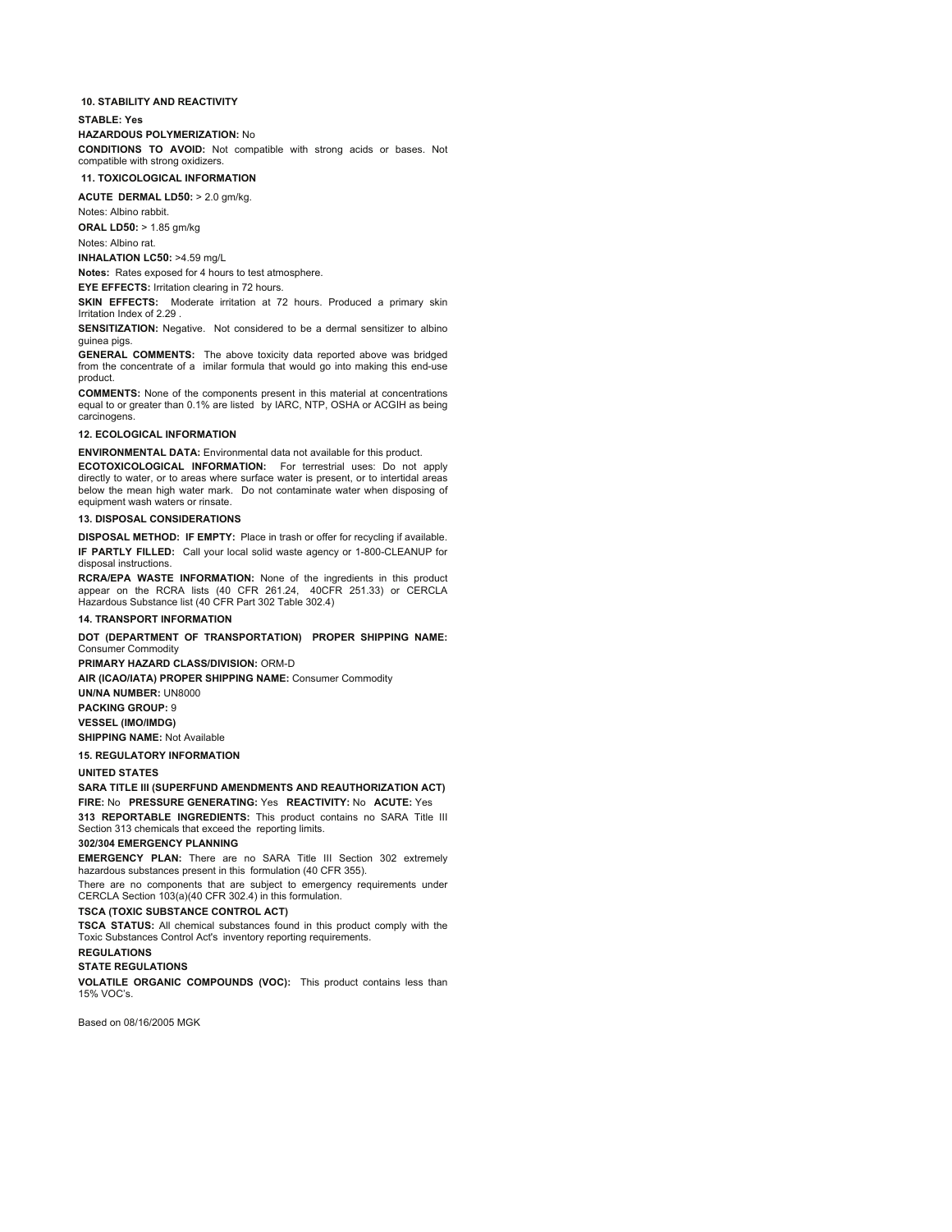## 10. STABILITY AND REACTIVITY

**STABLE: Yes**

**HAZARDOUS POLYMERIZATION:** No

**CONDITIONS TO AVOID:** Not compatible with strong acids or bases. Not compatible with strong oxidizers.

## 11. TOXICOLOGICAL INFORMATION

**ACUTE DERMAL LD50:** > 2.0 gm/kg.

Notes: Albino rabbit.

**ORAL LD50:** > 1.85 gm/kg

Notes: Albino rat.

**INHALATION LC50:** >4.59 mg/L

**Notes:** Rates exposed for 4 hours to test atmosphere.

**EYE EFFECTS:** Irritation clearing in 72 hours.

**SKIN EFFECTS:** Moderate irritation at 72 hours. Produced a primary skin Irritation Index of 2.29 .

**SENSITIZATION:** Negative. Not considered to be a dermal sensitizer to albino guinea pigs.

**GENERAL COMMENTS:** The above toxicity data reported above was bridged from the concentrate of a imilar formula that would go into making this end-use product.

**COMMENTS:** None of the components present in this material at concentrations equal to or greater than 0.1% are listed by IARC, NTP, OSHA or ACGIH as being carcinogens.

## 12. ECOLOGICAL INFORMATION

**ENVIRONMENTAL DATA:** Environmental data not available for this product.

**ECOTOXICOLOGICAL INFORMATION:** For terrestrial uses: Do not apply directly to water, or to areas where surface water is present, or to intertidal areas below the mean high water mark. Do not contaminate water when disposing of equipment wash waters or rinsate.

## 13. DISPOSAL CONSIDERATIONS

**DISPOSAL METHOD: IF EMPTY:** Place in trash or offer for recycling if available.

**IF PARTLY FILLED:** Call your local solid waste agency or 1-800-CLEANUP for disposal instructions.

**RCRA/EPA WASTE INFORMATION:** None of the ingredients in this product appear on the RCRA lists (40 CFR 261.24, 40CFR 251.33) or CERCLA Hazardous Substance list (40 CFR Part 302 Table 302.4)

## 14. TRANSPORT INFORMATION

**DOT (DEPARTMENT OF TRANSPORTATION) PROPER SHIPPING NAME:** Consumer Commodity

**PRIMARY HAZARD CLASS/DIVISION:** ORM-D

**AIR (ICAO/IATA) PROPER SHIPPING NAME:** Consumer Commodity

**UN/NA NUMBER:** UN8000

**PACKING GROUP:** 9

**VESSEL (IMO/IMDG)**

**SHIPPING NAME:** Not Available

## 15. REGULATORY INFORMATION

**UNITED STATES**

**SARA TITLE III (SUPERFUND AMENDMENTS AND REAUTHORIZATION ACT)**

**FIRE:** No **PRESSURE GENERATING:** Yes **REACTIVITY:** No **ACUTE:** Yes

**313 REPORTABLE INGREDIENTS:** This product contains no SARA Title III Section 313 chemicals that exceed the reporting limits.

**302/304 EMERGENCY PLANNING**

**EMERGENCY PLAN:** There are no SARA Title III Section 302 extremely hazardous substances present in this formulation (40 CFR 355).

There are no components that are subject to emergency requirements under CERCLA Section 103(a)(40 CFR 302.4) in this formulation.

**TSCA (TOXIC SUBSTANCE CONTROL ACT)**

**TSCA STATUS:** All chemical substances found in this product comply with the Toxic Substances Control Act's inventory reporting requirements.

**REGULATIONS**

**STATE REGULATIONS**

**VOLATILE ORGANIC COMPOUNDS (VOC):** This product contains less than 15% VOC's.

Based on 08/16/2005 MGK